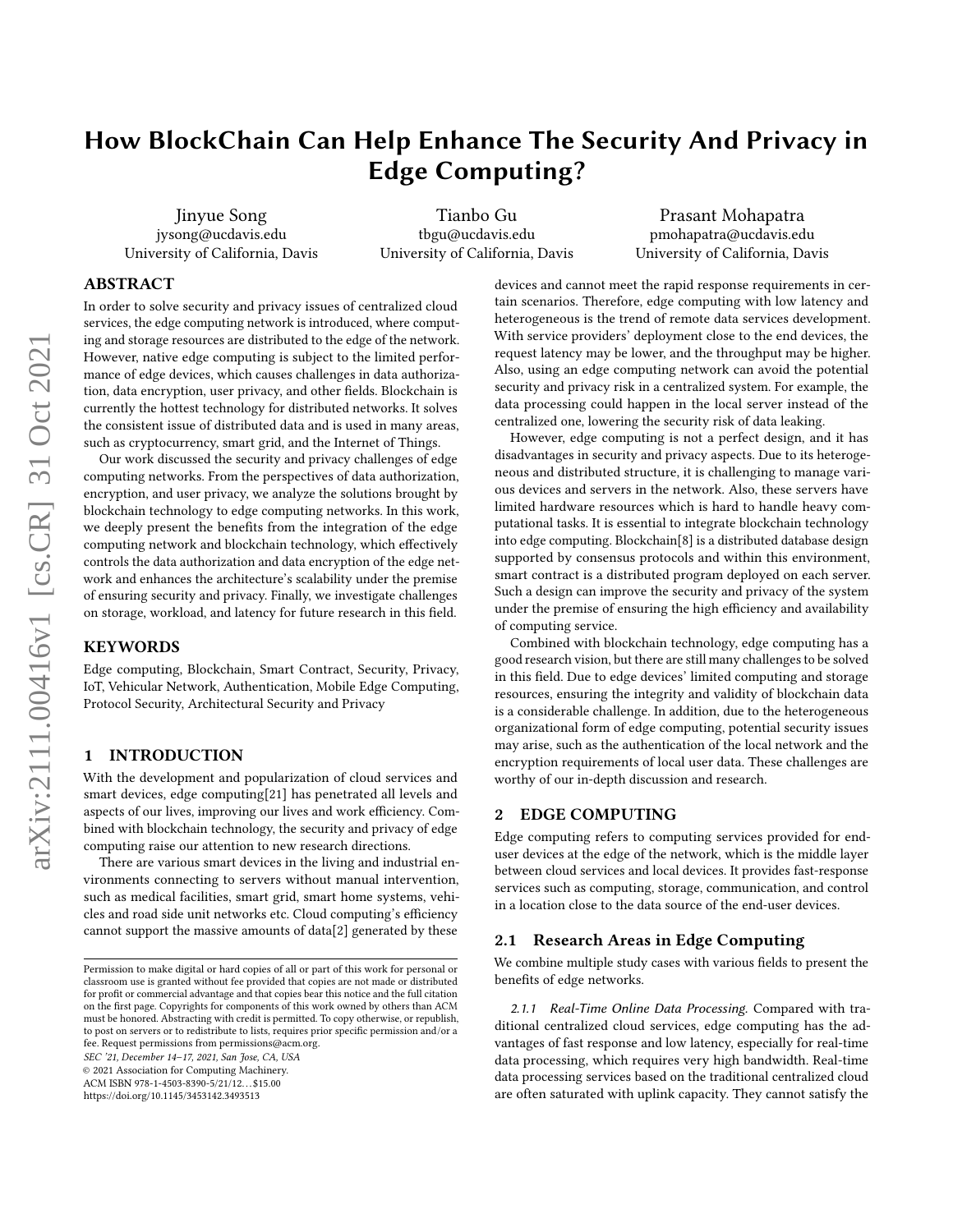／# How BlockChain Can Help Enhance The Security And Privacy in Edge Computing?

Jinyue Song
jysong@ucdavis.edu
University of California, Davis

Tianbo Gu
tbgu@ucdavis.edu
University of California, Davis

Prasant Mohapatra
pmohapatra@ucdavis.edu
University of California, Davis

## ABSTRACT

In order to solve security and privacy issues of centralized cloud services, the edge computing network is introduced, where computing and storage resources are distributed to the edge of the network. However, native edge computing is subject to the limited performance of edge devices, which causes challenges in data authorization, data encryption, user privacy, and other fields. Blockchain is currently the hottest technology for distributed networks. It solves the consistent issue of distributed data and is used in many areas, such as cryptocurrency, smart grid, and the Internet of Things.

Our work discussed the security and privacy challenges of edge computing networks. From the perspectives of data authorization, encryption, and user privacy, we analyze the solutions brought by blockchain technology to edge computing networks. In this work, we deeply present the benefits from the integration of the edge computing network and blockchain technology, which effectively controls the data authorization and data encryption of the edge network and enhances the architecture's scalability under the premise of ensuring security and privacy. Finally, we investigate challenges on storage, workload, and latency for future research in this field.

## KEYWORDS

Edge computing, Blockchain, Smart Contract, Security, Privacy, IoT, Vehicular Network, Authentication, Mobile Edge Computing, Protocol Security, Architectural Security and Privacy

## 1 INTRODUCTION

With the development and popularization of cloud services and smart devices, edge computing[21] has penetrated all levels and aspects of our lives, improving our lives and work efficiency. Combined with blockchain technology, the security and privacy of edge computing raise our attention to new research directions.

There are various smart devices in the living and industrial environments connecting to servers without manual intervention, such as medical facilities, smart grid, smart home systems, vehicles and road side unit networks etc. Cloud computing's efficiency cannot support the massive amounts of data[2] generated by these devices and cannot meet the rapid response requirements in certain scenarios. Therefore, edge computing with low latency and heterogeneous is the trend of remote data services development. With service providers' deployment close to the end devices, the request latency may be lower, and the throughput may be higher. Also, using an edge computing network can avoid the potential security and privacy risk in a centralized system. For example, the data processing could happen in the local server instead of the centralized one, lowering the security risk of data leaking.

However, edge computing is not a perfect design, and it has disadvantages in security and privacy aspects. Due to its heterogeneous and distributed structure, it is challenging to manage various devices and servers in the network. Also, these servers have limited hardware resources which is hard to handle heavy computational tasks. It is essential to integrate blockchain technology into edge computing. Blockchain[8] is a distributed database design supported by consensus protocols and within this environment, smart contract is a distributed program deployed on each server. Such a design can improve the security and privacy of the system under the premise of ensuring the high efficiency and availability of computing service.

Combined with blockchain technology, edge computing has a good research vision, but there are still many challenges to be solved in this field. Due to edge devices' limited computing and storage resources, ensuring the integrity and validity of blockchain data is a considerable challenge. In addition, due to the heterogeneous organizational form of edge computing, potential security issues may arise, such as the authentication of the local network and the encryption requirements of local user data. These challenges are worthy of our in-depth discussion and research.

## 2 EDGE COMPUTING

Edge computing refers to computing services provided for end-user devices at the edge of the network, which is the middle layer between cloud services and local devices. It provides fast-response services such as computing, storage, communication, and control in a location close to the data source of the end-user devices.

### 2.1 Research Areas in Edge Computing

We combine multiple study cases with various fields to present the benefits of edge networks.

*2.1.1 Real-Time Online Data Processing.* Compared with traditional centralized cloud services, edge computing has the advantages of fast response and low latency, especially for real-time data processing, which requires very high bandwidth. Real-time data processing services based on the traditional centralized cloud are often saturated with uplink capacity. They cannot satisfy the

Permission to make digital or hard copies of all or part of this work for personal or classroom use is granted without fee provided that copies are not made or distributed for profit or commercial advantage and that copies bear this notice and the full citation on the first page. Copyrights for components of this work owned by others than ACM must be honored. Abstracting with credit is permitted. To copy otherwise, or republish, to post on servers or to redistribute to lists, requires prior specific permission and/or a fee. Request permissions from permissions@acm.org.
*SEC '21, December 14–17, 2021, San Jose, CA, USA*
© 2021 Association for Computing Machinery.
ACM ISBN 978-1-4503-8390-5/21/12...$15.00
https://doi.org/10.1145/3453142.3493513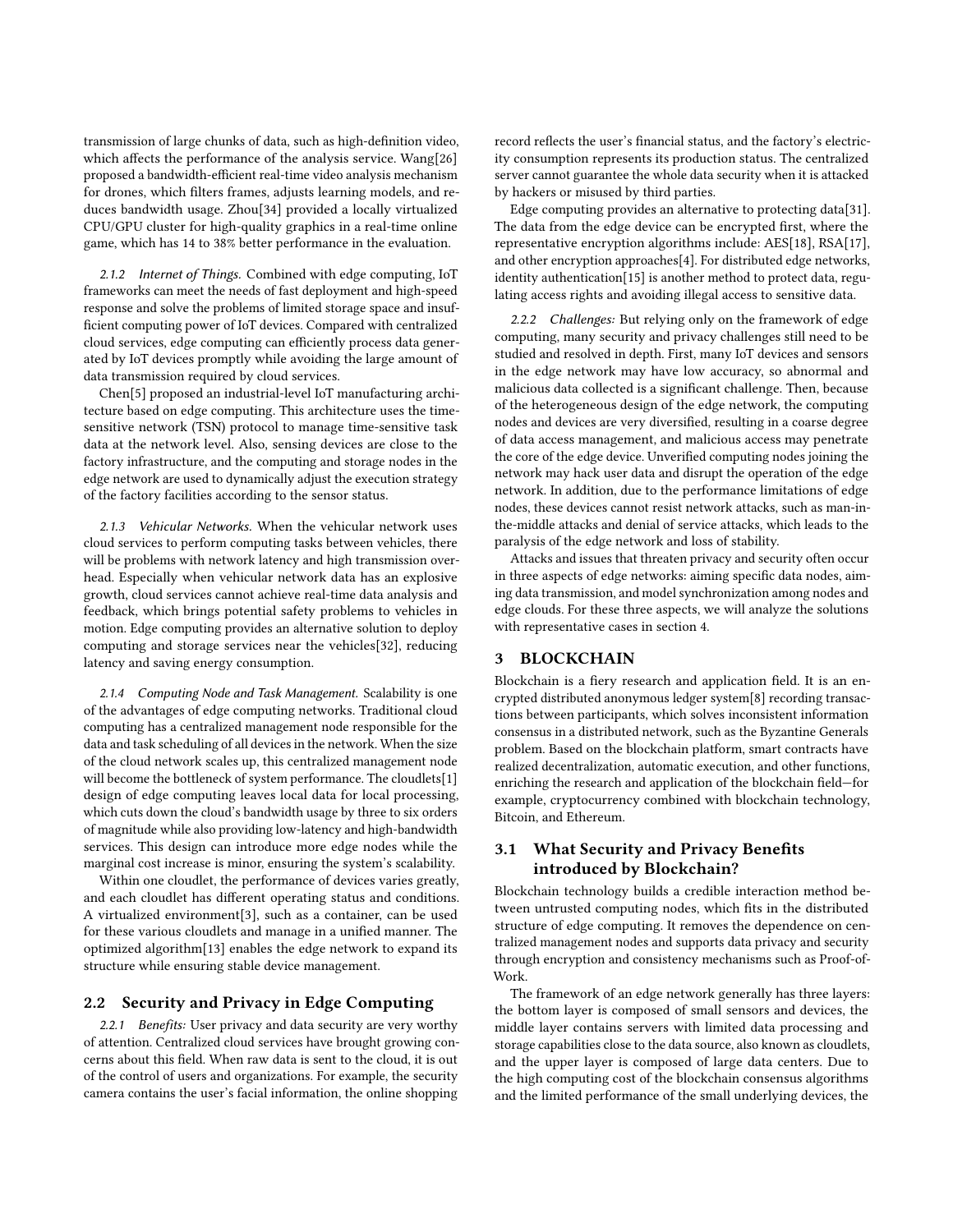transmission of large chunks of data, such as high-definition video, which affects the performance of the analysis service. Wang[26] proposed a bandwidth-efficient real-time video analysis mechanism for drones, which filters frames, adjusts learning models, and reduces bandwidth usage. Zhou[34] provided a locally virtualized CPU/GPU cluster for high-quality graphics in a real-time online game, which has 14 to 38% better performance in the evaluation.

*2.1.2 Internet of Things.* Combined with edge computing, IoT frameworks can meet the needs of fast deployment and high-speed response and solve the problems of limited storage space and insufficient computing power of IoT devices. Compared with centralized cloud services, edge computing can efficiently process data generated by IoT devices promptly while avoiding the large amount of data transmission required by cloud services.

Chen[5] proposed an industrial-level IoT manufacturing architecture based on edge computing. This architecture uses the time-sensitive network (TSN) protocol to manage time-sensitive task data at the network level. Also, sensing devices are close to the factory infrastructure, and the computing and storage nodes in the edge network are used to dynamically adjust the execution strategy of the factory facilities according to the sensor status.

*2.1.3 Vehicular Networks.* When the vehicular network uses cloud services to perform computing tasks between vehicles, there will be problems with network latency and high transmission overhead. Especially when vehicular network data has an explosive growth, cloud services cannot achieve real-time data analysis and feedback, which brings potential safety problems to vehicles in motion. Edge computing provides an alternative solution to deploy computing and storage services near the vehicles[32], reducing latency and saving energy consumption.

*2.1.4 Computing Node and Task Management.* Scalability is one of the advantages of edge computing networks. Traditional cloud computing has a centralized management node responsible for the data and task scheduling of all devices in the network. When the size of the cloud network scales up, this centralized management node will become the bottleneck of system performance. The cloudlets[1] design of edge computing leaves local data for local processing, which cuts down the cloud's bandwidth usage by three to six orders of magnitude while also providing low-latency and high-bandwidth services. This design can introduce more edge nodes while the marginal cost increase is minor, ensuring the system's scalability.

Within one cloudlet, the performance of devices varies greatly, and each cloudlet has different operating status and conditions. A virtualized environment[3], such as a container, can be used for these various cloudlets and manage in a unified manner. The optimized algorithm[13] enables the edge network to expand its structure while ensuring stable device management.

## 2.2 Security and Privacy in Edge Computing

*2.2.1 Benefits:* User privacy and data security are very worthy of attention. Centralized cloud services have brought growing concerns about this field. When raw data is sent to the cloud, it is out of the control of users and organizations. For example, the security camera contains the user's facial information, the online shopping record reflects the user's financial status, and the factory's electricity consumption represents its production status. The centralized server cannot guarantee the whole data security when it is attacked by hackers or misused by third parties.

Edge computing provides an alternative to protecting data[31]. The data from the edge device can be encrypted first, where the representative encryption algorithms include: AES[18], RSA[17], and other encryption approaches[4]. For distributed edge networks, identity authentication[15] is another method to protect data, regulating access rights and avoiding illegal access to sensitive data.

*2.2.2 Challenges:* But relying only on the framework of edge computing, many security and privacy challenges still need to be studied and resolved in depth. First, many IoT devices and sensors in the edge network may have low accuracy, so abnormal and malicious data collected is a significant challenge. Then, because of the heterogeneous design of the edge network, the computing nodes and devices are very diversified, resulting in a coarse degree of data access management, and malicious access may penetrate the core of the edge device. Unverified computing nodes joining the network may hack user data and disrupt the operation of the edge network. In addition, due to the performance limitations of edge nodes, these devices cannot resist network attacks, such as man-in-the-middle attacks and denial of service attacks, which leads to the paralysis of the edge network and loss of stability.

Attacks and issues that threaten privacy and security often occur in three aspects of edge networks: aiming specific data nodes, aiming data transmission, and model synchronization among nodes and edge clouds. For these three aspects, we will analyze the solutions with representative cases in section 4.

# 3 BLOCKCHAIN

Blockchain is a fiery research and application field. It is an encrypted distributed anonymous ledger system[8] recording transactions between participants, which solves inconsistent information consensus in a distributed network, such as the Byzantine Generals problem. Based on the blockchain platform, smart contracts have realized decentralization, automatic execution, and other functions, enriching the research and application of the blockchain field—for example, cryptocurrency combined with blockchain technology, Bitcoin, and Ethereum.

## 3.1 What Security and Privacy Benefits introduced by Blockchain?

Blockchain technology builds a credible interaction method between untrusted computing nodes, which fits in the distributed structure of edge computing. It removes the dependence on centralized management nodes and supports data privacy and security through encryption and consistency mechanisms such as Proof-of-Work.

The framework of an edge network generally has three layers: the bottom layer is composed of small sensors and devices, the middle layer contains servers with limited data processing and storage capabilities close to the data source, also known as cloudlets, and the upper layer is composed of large data centers. Due to the high computing cost of the blockchain consensus algorithms and the limited performance of the small underlying devices, the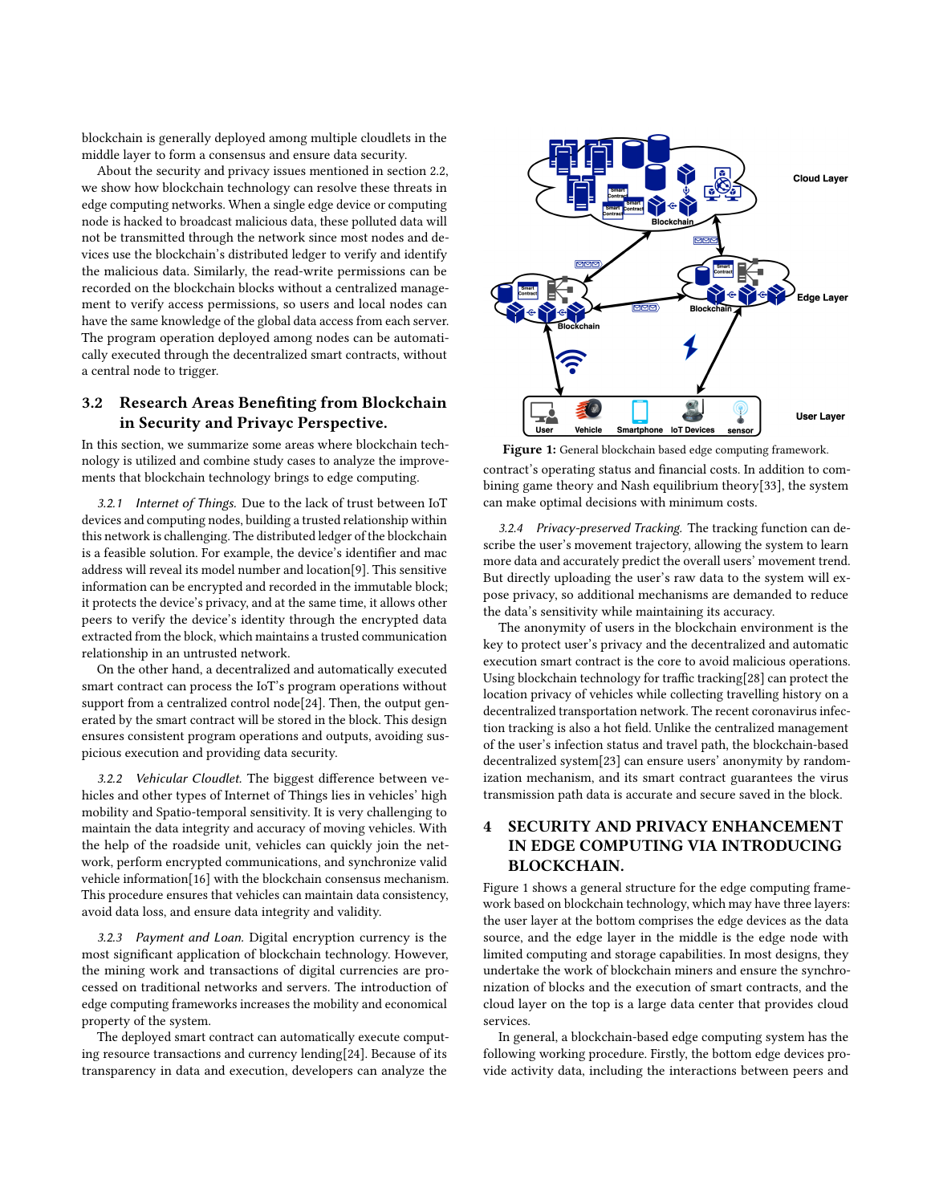blockchain is generally deployed among multiple cloudlets in the middle layer to form a consensus and ensure data security.

About the security and privacy issues mentioned in section 2.2, we show how blockchain technology can resolve these threats in edge computing networks. When a single edge device or computing node is hacked to broadcast malicious data, these polluted data will not be transmitted through the network since most nodes and devices use the blockchain's distributed ledger to verify and identify the malicious data. Similarly, the read-write permissions can be recorded on the blockchain blocks without a centralized management to verify access permissions, so users and local nodes can have the same knowledge of the global data access from each server. The program operation deployed among nodes can be automatically executed through the decentralized smart contracts, without a central node to trigger.

## 3.2 Research Areas Benefiting from Blockchain in Security and Privayc Perspective.

In this section, we summarize some areas where blockchain technology is utilized and combine study cases to analyze the improvements that blockchain technology brings to edge computing.

*3.2.1 Internet of Things.* Due to the lack of trust between IoT devices and computing nodes, building a trusted relationship within this network is challenging. The distributed ledger of the blockchain is a feasible solution. For example, the device's identifier and mac address will reveal its model number and location[9]. This sensitive information can be encrypted and recorded in the immutable block; it protects the device's privacy, and at the same time, it allows other peers to verify the device's identity through the encrypted data extracted from the block, which maintains a trusted communication relationship in an untrusted network.

On the other hand, a decentralized and automatically executed smart contract can process the IoT's program operations without support from a centralized control node[24]. Then, the output generated by the smart contract will be stored in the block. This design ensures consistent program operations and outputs, avoiding suspicious execution and providing data security.

*3.2.2 Vehicular Cloudlet.* The biggest difference between vehicles and other types of Internet of Things lies in vehicles' high mobility and Spatio-temporal sensitivity. It is very challenging to maintain the data integrity and accuracy of moving vehicles. With the help of the roadside unit, vehicles can quickly join the network, perform encrypted communications, and synchronize valid vehicle information[16] with the blockchain consensus mechanism. This procedure ensures that vehicles can maintain data consistency, avoid data loss, and ensure data integrity and validity.

*3.2.3 Payment and Loan.* Digital encryption currency is the most significant application of blockchain technology. However, the mining work and transactions of digital currencies are processed on traditional networks and servers. The introduction of edge computing frameworks increases the mobility and economical property of the system.

The deployed smart contract can automatically execute computing resource transactions and currency lending[24]. Because of its transparency in data and execution, developers can analyze the contract's operating status and financial costs. In addition to combining game theory and Nash equilibrium theory[33], the system can make optimal decisions with minimum costs.

**Figure 1:** General blockchain based edge computing framework.

*3.2.4 Privacy-preserved Tracking.* The tracking function can describe the user's movement trajectory, allowing the system to learn more data and accurately predict the overall users' movement trend. But directly uploading the user's raw data to the system will expose privacy, so additional mechanisms are demanded to reduce the data's sensitivity while maintaining its accuracy.

The anonymity of users in the blockchain environment is the key to protect user's privacy and the decentralized and automatic execution smart contract is the core to avoid malicious operations. Using blockchain technology for traffic tracking[28] can protect the location privacy of vehicles while collecting travelling history on a decentralized transportation network. The recent coronavirus infection tracking is also a hot field. Unlike the centralized management of the user's infection status and travel path, the blockchain-based decentralized system[23] can ensure users' anonymity by randomization mechanism, and its smart contract guarantees the virus transmission path data is accurate and secure saved in the block.

# 4 SECURITY AND PRIVACY ENHANCEMENT IN EDGE COMPUTING VIA INTRODUCING BLOCKCHAIN.

Figure 1 shows a general structure for the edge computing framework based on blockchain technology, which may have three layers: the user layer at the bottom comprises the edge devices as the data source, and the edge layer in the middle is the edge node with limited computing and storage capabilities. In most designs, they undertake the work of blockchain miners and ensure the synchronization of blocks and the execution of smart contracts, and the cloud layer on the top is a large data center that provides cloud services.

In general, a blockchain-based edge computing system has the following working procedure. Firstly, the bottom edge devices provide activity data, including the interactions between peers and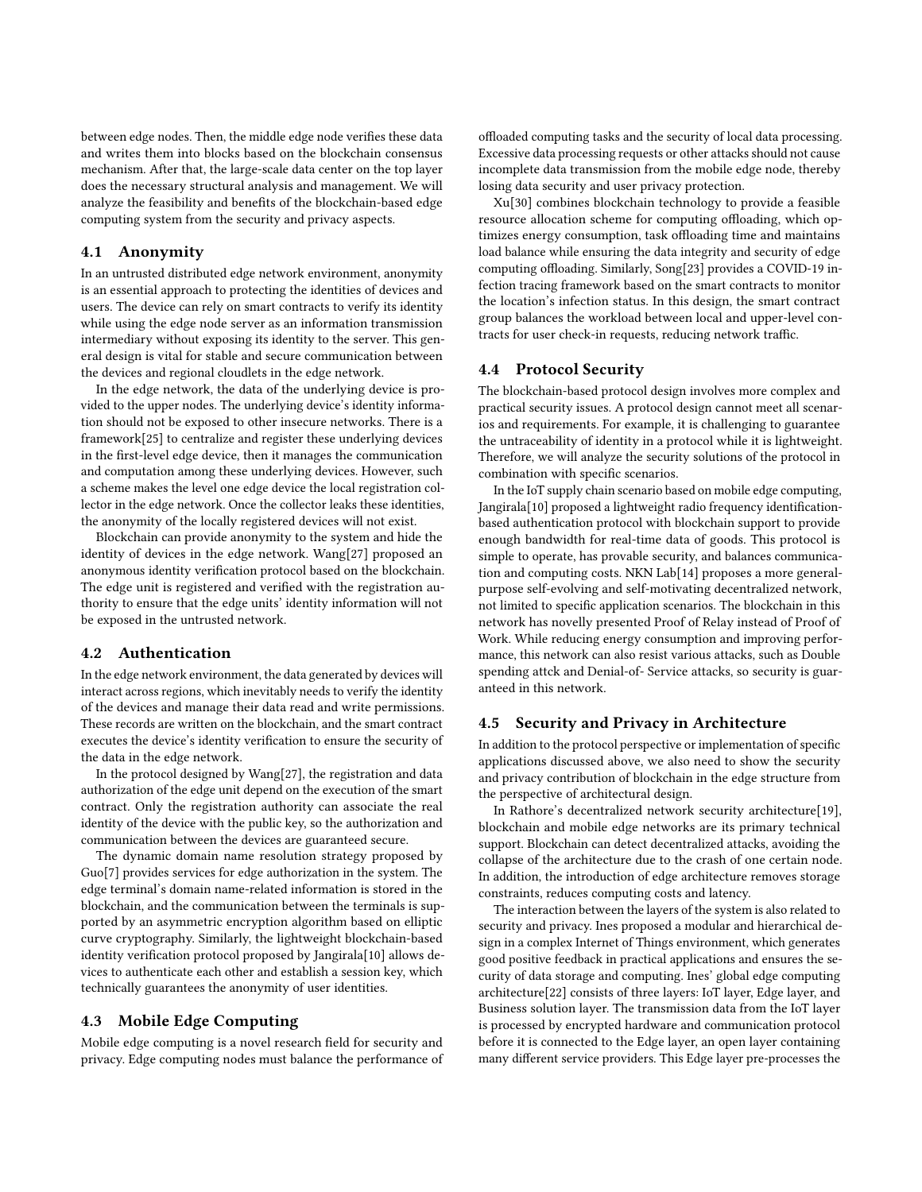between edge nodes. Then, the middle edge node verifies these data and writes them into blocks based on the blockchain consensus mechanism. After that, the large-scale data center on the top layer does the necessary structural analysis and management. We will analyze the feasibility and benefits of the blockchain-based edge computing system from the security and privacy aspects.

### 4.1 Anonymity

In an untrusted distributed edge network environment, anonymity is an essential approach to protecting the identities of devices and users. The device can rely on smart contracts to verify its identity while using the edge node server as an information transmission intermediary without exposing its identity to the server. This general design is vital for stable and secure communication between the devices and regional cloudlets in the edge network.

In the edge network, the data of the underlying device is provided to the upper nodes. The underlying device's identity information should not be exposed to other insecure networks. There is a framework[25] to centralize and register these underlying devices in the first-level edge device, then it manages the communication and computation among these underlying devices. However, such a scheme makes the level one edge device the local registration collector in the edge network. Once the collector leaks these identities, the anonymity of the locally registered devices will not exist.

Blockchain can provide anonymity to the system and hide the identity of devices in the edge network. Wang[27] proposed an anonymous identity verification protocol based on the blockchain. The edge unit is registered and verified with the registration authority to ensure that the edge units' identity information will not be exposed in the untrusted network.

### 4.2 Authentication

In the edge network environment, the data generated by devices will interact across regions, which inevitably needs to verify the identity of the devices and manage their data read and write permissions. These records are written on the blockchain, and the smart contract executes the device's identity verification to ensure the security of the data in the edge network.

In the protocol designed by Wang[27], the registration and data authorization of the edge unit depend on the execution of the smart contract. Only the registration authority can associate the real identity of the device with the public key, so the authorization and communication between the devices are guaranteed secure.

The dynamic domain name resolution strategy proposed by Guo[7] provides services for edge authorization in the system. The edge terminal's domain name-related information is stored in the blockchain, and the communication between the terminals is supported by an asymmetric encryption algorithm based on elliptic curve cryptography. Similarly, the lightweight blockchain-based identity verification protocol proposed by Jangirala[10] allows devices to authenticate each other and establish a session key, which technically guarantees the anonymity of user identities.

### 4.3 Mobile Edge Computing

Mobile edge computing is a novel research field for security and privacy. Edge computing nodes must balance the performance of offloaded computing tasks and the security of local data processing. Excessive data processing requests or other attacks should not cause incomplete data transmission from the mobile edge node, thereby losing data security and user privacy protection.

Xu[30] combines blockchain technology to provide a feasible resource allocation scheme for computing offloading, which optimizes energy consumption, task offloading time and maintains load balance while ensuring the data integrity and security of edge computing offloading. Similarly, Song[23] provides a COVID-19 infection tracing framework based on the smart contracts to monitor the location's infection status. In this design, the smart contract group balances the workload between local and upper-level contracts for user check-in requests, reducing network traffic.

### 4.4 Protocol Security

The blockchain-based protocol design involves more complex and practical security issues. A protocol design cannot meet all scenarios and requirements. For example, it is challenging to guarantee the untraceability of identity in a protocol while it is lightweight. Therefore, we will analyze the security solutions of the protocol in combination with specific scenarios.

In the IoT supply chain scenario based on mobile edge computing, Jangirala[10] proposed a lightweight radio frequency identification-based authentication protocol with blockchain support to provide enough bandwidth for real-time data of goods. This protocol is simple to operate, has provable security, and balances communication and computing costs. NKN Lab[14] proposes a more general-purpose self-evolving and self-motivating decentralized network, not limited to specific application scenarios. The blockchain in this network has novelly presented Proof of Relay instead of Proof of Work. While reducing energy consumption and improving performance, this network can also resist various attacks, such as Double spending attck and Denial-of- Service attacks, so security is guaranteed in this network.

### 4.5 Security and Privacy in Architecture

In addition to the protocol perspective or implementation of specific applications discussed above, we also need to show the security and privacy contribution of blockchain in the edge structure from the perspective of architectural design.

In Rathore's decentralized network security architecture[19], blockchain and mobile edge networks are its primary technical support. Blockchain can detect decentralized attacks, avoiding the collapse of the architecture due to the crash of one certain node. In addition, the introduction of edge architecture removes storage constraints, reduces computing costs and latency.

The interaction between the layers of the system is also related to security and privacy. Ines proposed a modular and hierarchical design in a complex Internet of Things environment, which generates good positive feedback in practical applications and ensures the security of data storage and computing. Ines' global edge computing architecture[22] consists of three layers: IoT layer, Edge layer, and Business solution layer. The transmission data from the IoT layer is processed by encrypted hardware and communication protocol before it is connected to the Edge layer, an open layer containing many different service providers. This Edge layer pre-processes the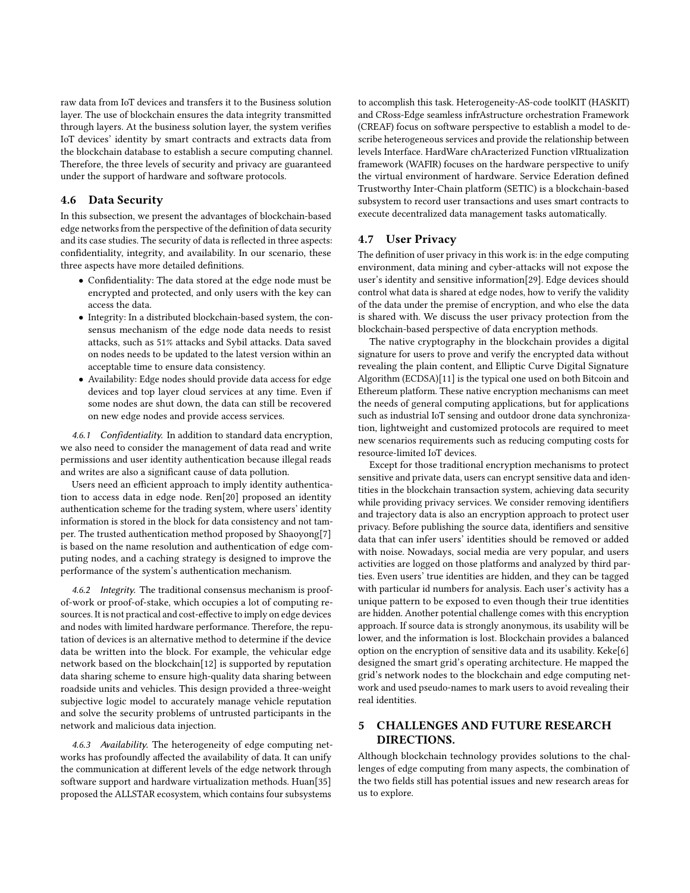raw data from IoT devices and transfers it to the Business solution layer. The use of blockchain ensures the data integrity transmitted through layers. At the business solution layer, the system verifies IoT devices' identity by smart contracts and extracts data from the blockchain database to establish a secure computing channel. Therefore, the three levels of security and privacy are guaranteed under the support of hardware and software protocols.

## 4.6 Data Security

In this subsection, we present the advantages of blockchain-based edge networks from the perspective of the definition of data security and its case studies. The security of data is reflected in three aspects: confidentiality, integrity, and availability. In our scenario, these three aspects have more detailed definitions.

- Confidentiality: The data stored at the edge node must be encrypted and protected, and only users with the key can access the data.
- Integrity: In a distributed blockchain-based system, the consensus mechanism of the edge node data needs to resist attacks, such as 51% attacks and Sybil attacks. Data saved on nodes needs to be updated to the latest version within an acceptable time to ensure data consistency.
- Availability: Edge nodes should provide data access for edge devices and top layer cloud services at any time. Even if some nodes are shut down, the data can still be recovered on new edge nodes and provide access services.

*4.6.1 Confidentiality.* In addition to standard data encryption, we also need to consider the management of data read and write permissions and user identity authentication because illegal reads and writes are also a significant cause of data pollution.

Users need an efficient approach to imply identity authentication to access data in edge node. Ren[20] proposed an identity authentication scheme for the trading system, where users' identity information is stored in the block for data consistency and not tamper. The trusted authentication method proposed by Shaoyong[7] is based on the name resolution and authentication of edge computing nodes, and a caching strategy is designed to improve the performance of the system's authentication mechanism.

*4.6.2 Integrity.* The traditional consensus mechanism is proof-of-work or proof-of-stake, which occupies a lot of computing resources. It is not practical and cost-effective to imply on edge devices and nodes with limited hardware performance. Therefore, the reputation of devices is an alternative method to determine if the device data be written into the block. For example, the vehicular edge network based on the blockchain[12] is supported by reputation data sharing scheme to ensure high-quality data sharing between roadside units and vehicles. This design provided a three-weight subjective logic model to accurately manage vehicle reputation and solve the security problems of untrusted participants in the network and malicious data injection.

*4.6.3 Availability.* The heterogeneity of edge computing networks has profoundly affected the availability of data. It can unify the communication at different levels of the edge network through software support and hardware virtualization methods. Huan[35] proposed the ALLSTAR ecosystem, which contains four subsystems to accomplish this task. Heterogeneity-AS-code toolKIT (HASKIT) and CRoss-Edge seamless infrAstructure orchestration Framework (CREAF) focus on software perspective to establish a model to describe heterogeneous services and provide the relationship between levels Interface. HardWare chAracterized Function vIRtualization framework (WAFIR) focuses on the hardware perspective to unify the virtual environment of hardware. Service Ederation defined Trustworthy Inter-Chain platform (SETIC) is a blockchain-based subsystem to record user transactions and uses smart contracts to execute decentralized data management tasks automatically.

## 4.7 User Privacy

The definition of user privacy in this work is: in the edge computing environment, data mining and cyber-attacks will not expose the user's identity and sensitive information[29]. Edge devices should control what data is shared at edge nodes, how to verify the validity of the data under the premise of encryption, and who else the data is shared with. We discuss the user privacy protection from the blockchain-based perspective of data encryption methods.

The native cryptography in the blockchain provides a digital signature for users to prove and verify the encrypted data without revealing the plain content, and Elliptic Curve Digital Signature Algorithm (ECDSA)[11] is the typical one used on both Bitcoin and Ethereum platform. These native encryption mechanisms can meet the needs of general computing applications, but for applications such as industrial IoT sensing and outdoor drone data synchronization, lightweight and customized protocols are required to meet new scenarios requirements such as reducing computing costs for resource-limited IoT devices.

Except for those traditional encryption mechanisms to protect sensitive and private data, users can encrypt sensitive data and identities in the blockchain transaction system, achieving data security while providing privacy services. We consider removing identifiers and trajectory data is also an encryption approach to protect user privacy. Before publishing the source data, identifiers and sensitive data that can infer users' identities should be removed or added with noise. Nowadays, social media are very popular, and users activities are logged on those platforms and analyzed by third parties. Even users' true identities are hidden, and they can be tagged with particular id numbers for analysis. Each user's activity has a unique pattern to be exposed to even though their true identities are hidden. Another potential challenge comes with this encryption approach. If source data is strongly anonymous, its usability will be lower, and the information is lost. Blockchain provides a balanced option on the encryption of sensitive data and its usability. Keke[6] designed the smart grid's operating architecture. He mapped the grid's network nodes to the blockchain and edge computing network and used pseudo-names to mark users to avoid revealing their real identities.

# 5 CHALLENGES AND FUTURE RESEARCH DIRECTIONS.

Although blockchain technology provides solutions to the challenges of edge computing from many aspects, the combination of the two fields still has potential issues and new research areas for us to explore.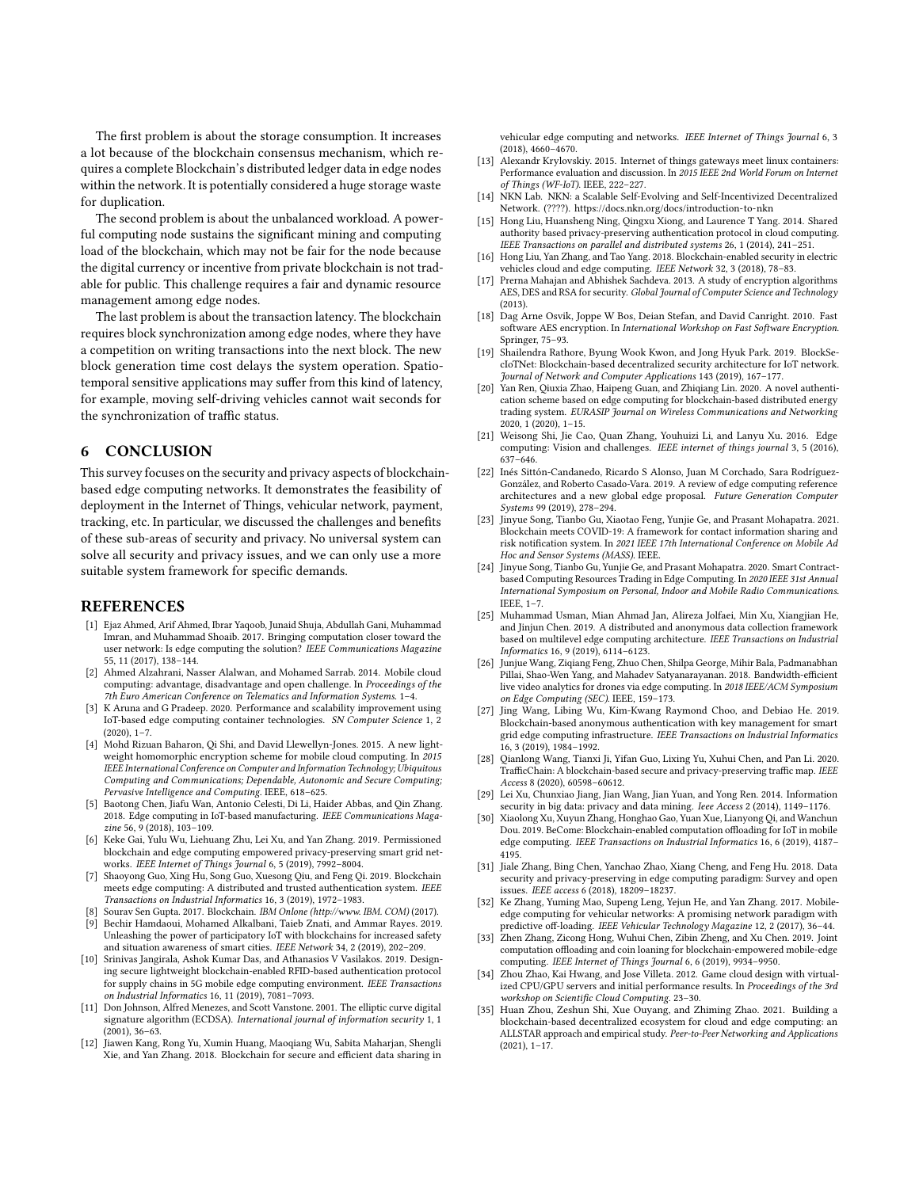The first problem is about the storage consumption. It increases a lot because of the blockchain consensus mechanism, which requires a complete Blockchain's distributed ledger data in edge nodes within the network. It is potentially considered a huge storage waste for duplication.

The second problem is about the unbalanced workload. A powerful computing node sustains the significant mining and computing load of the blockchain, which may not be fair for the node because the digital currency or incentive from private blockchain is not tradable for public. This challenge requires a fair and dynamic resource management among edge nodes.

The last problem is about the transaction latency. The blockchain requires block synchronization among edge nodes, where they have a competition on writing transactions into the next block. The new block generation time cost delays the system operation. Spatio-temporal sensitive applications may suffer from this kind of latency, for example, moving self-driving vehicles cannot wait seconds for the synchronization of traffic status.

## 6 CONCLUSION

This survey focuses on the security and privacy aspects of blockchain-based edge computing networks. It demonstrates the feasibility of deployment in the Internet of Things, vehicular network, payment, tracking, etc. In particular, we discussed the challenges and benefits of these sub-areas of security and privacy. No universal system can solve all security and privacy issues, and we can only use a more suitable system framework for specific demands.

## REFERENCES

- [1] Ejaz Ahmed, Arif Ahmed, Ibrar Yaqoob, Junaid Shuja, Abdullah Gani, Muhammad Imran, and Muhammad Shoaib. 2017. Bringing computation closer toward the user network: Is edge computing the solution? *IEEE Communications Magazine* 55, 11 (2017), 138–144.
- [2] Ahmed Alzahrani, Nasser Alalwan, and Mohamed Sarrab. 2014. Mobile cloud computing: advantage, disadvantage and open challenge. In *Proceedings of the 7th Euro American Conference on Telematics and Information Systems*. 1–4.
- [3] K Aruna and G Pradeep. 2020. Performance and scalability improvement using IoT-based edge computing container technologies. *SN Computer Science* 1, 2 (2020), 1–7.
- [4] Mohd Rizuan Baharon, Qi Shi, and David Llewellyn-Jones. 2015. A new lightweight homomorphic encryption scheme for mobile cloud computing. In *2015 IEEE International Conference on Computer and Information Technology; Ubiquitous Computing and Communications; Dependable, Autonomic and Secure Computing; Pervasive Intelligence and Computing*. IEEE, 618–625.
- [5] Baotong Chen, Jiafu Wan, Antonio Celesti, Di Li, Haider Abbas, and Qin Zhang. 2018. Edge computing in IoT-based manufacturing. *IEEE Communications Magazine* 56, 9 (2018), 103–109.
- [6] Keke Gai, Yulu Wu, Liehuang Zhu, Lei Xu, and Yan Zhang. 2019. Permissioned blockchain and edge computing empowered privacy-preserving smart grid networks. *IEEE Internet of Things Journal* 6, 5 (2019), 7992–8004.
- [7] Shaoyong Guo, Xing Hu, Song Guo, Xuesong Qiu, and Feng Qi. 2019. Blockchain meets edge computing: A distributed and trusted authentication system. *IEEE Transactions on Industrial Informatics* 16, 3 (2019), 1972–1983.
- [8] Sourav Sen Gupta. 2017. Blockchain. *IBM Onlone (http://www. IBM. COM)* (2017).
- [9] Bechir Hamdaoui, Mohamed Alkalbani, Taieb Znati, and Ammar Rayes. 2019. Unleashing the power of participatory IoT with blockchains for increased safety and situation awareness of smart cities. *IEEE Network* 34, 2 (2019), 202–209.
- [10] Srinivas Jangirala, Ashok Kumar Das, and Athanasios V Vasilakos. 2019. Designing secure lightweight blockchain-enabled RFID-based authentication protocol for supply chains in 5G mobile edge computing environment. *IEEE Transactions on Industrial Informatics* 16, 11 (2019), 7081–7093.
- [11] Don Johnson, Alfred Menezes, and Scott Vanstone. 2001. The elliptic curve digital signature algorithm (ECDSA). *International journal of information security* 1, 1 (2001), 36–63.
- [12] Jiawen Kang, Rong Yu, Xumin Huang, Maoqiang Wu, Sabita Maharjan, Shengli Xie, and Yan Zhang. 2018. Blockchain for secure and efficient data sharing in vehicular edge computing and networks. *IEEE Internet of Things Journal* 6, 3 (2018), 4660–4670.
- [13] Alexandr Krylovskiy. 2015. Internet of things gateways meet linux containers: Performance evaluation and discussion. In *2015 IEEE 2nd World Forum on Internet of Things (WF-IoT)*. IEEE, 222–227.
- [14] NKN Lab. NKN: a Scalable Self-Evolving and Self-Incentivized Decentralized Network. (????). https://docs.nkn.org/docs/introduction-to-nkn
- [15] Hong Liu, Huansheng Ning, Qingxu Xiong, and Laurence T Yang. 2014. Shared authority based privacy-preserving authentication protocol in cloud computing. *IEEE Transactions on parallel and distributed systems* 26, 1 (2014), 241–251.
- [16] Hong Liu, Yan Zhang, and Tao Yang. 2018. Blockchain-enabled security in electric vehicles cloud and edge computing. *IEEE Network* 32, 3 (2018), 78–83.
- [17] Prerna Mahajan and Abhishek Sachdeva. 2013. A study of encryption algorithms AES, DES and RSA for security. *Global Journal of Computer Science and Technology* (2013).
- [18] Dag Arne Osvik, Joppe W Bos, Deian Stefan, and David Canright. 2010. Fast software AES encryption. In *International Workshop on Fast Software Encryption*. Springer, 75–93.
- [19] Shailendra Rathore, Byung Wook Kwon, and Jong Hyuk Park. 2019. BlockSecIoTNet: Blockchain-based decentralized security architecture for IoT network. *Journal of Network and Computer Applications* 143 (2019), 167–177.
- [20] Yan Ren, Qiuxia Zhao, Haipeng Guan, and Zhiqiang Lin. 2020. A novel authentication scheme based on edge computing for blockchain-based distributed energy trading system. *EURASIP Journal on Wireless Communications and Networking* 2020, 1 (2020), 1–15.
- [21] Weisong Shi, Jie Cao, Quan Zhang, Youhuizi Li, and Lanyu Xu. 2016. Edge computing: Vision and challenges. *IEEE internet of things journal* 3, 5 (2016), 637–646.
- [22] Inés Sittón-Candanedo, Ricardo S Alonso, Juan M Corchado, Sara Rodríguez-González, and Roberto Casado-Vara. 2019. A review of edge computing reference architectures and a new global edge proposal. *Future Generation Computer Systems* 99 (2019), 278–294.
- [23] Jinyue Song, Tianbo Gu, Xiaotao Feng, Yunjie Ge, and Prasant Mohapatra. 2021. Blockchain meets COVID-19: A framework for contact information sharing and risk notification system. In *2021 IEEE 17th International Conference on Mobile Ad Hoc and Sensor Systems (MASS)*. IEEE.
- [24] Jinyue Song, Tianbo Gu, Yunjie Ge, and Prasant Mohapatra. 2020. Smart Contract-based Computing Resources Trading in Edge Computing. In *2020 IEEE 31st Annual International Symposium on Personal, Indoor and Mobile Radio Communications*. IEEE, 1–7.
- [25] Muhammad Usman, Mian Ahmad Jan, Alireza Jolfaei, Min Xu, Xiangjian He, and Jinjun Chen. 2019. A distributed and anonymous data collection framework based on multilevel edge computing architecture. *IEEE Transactions on Industrial Informatics* 16, 9 (2019), 6114–6123.
- [26] Junjue Wang, Ziqiang Feng, Zhuo Chen, Shilpa George, Mihir Bala, Padmanabhan Pillai, Shao-Wen Yang, and Mahadev Satyanarayanan. 2018. Bandwidth-efficient live video analytics for drones via edge computing. In *2018 IEEE/ACM Symposium on Edge Computing (SEC)*. IEEE, 159–173.
- [27] Jing Wang, Libing Wu, Kim-Kwang Raymond Choo, and Debiao He. 2019. Blockchain-based anonymous authentication with key management for smart grid edge computing infrastructure. *IEEE Transactions on Industrial Informatics* 16, 3 (2019), 1984–1992.
- [28] Qianlong Wang, Tianxi Ji, Yifan Guo, Lixing Yu, Xuhui Chen, and Pan Li. 2020. TrafficChain: A blockchain-based secure and privacy-preserving traffic map. *IEEE Access* 8 (2020), 60598–60612.
- [29] Lei Xu, Chunxiao Jiang, Jian Wang, Jian Yuan, and Yong Ren. 2014. Information security in big data: privacy and data mining. *Ieee Access* 2 (2014), 1149–1176.
- [30] Xiaolong Xu, Xuyun Zhang, Honghao Gao, Yuan Xue, Lianyong Qi, and Wanchun Dou. 2019. BeCome: Blockchain-enabled computation offloading for IoT in mobile edge computing. *IEEE Transactions on Industrial Informatics* 16, 6 (2019), 4187–4195.
- [31] Jiale Zhang, Bing Chen, Yanchao Zhao, Xiang Cheng, and Feng Hu. 2018. Data security and privacy-preserving in edge computing paradigm: Survey and open issues. *IEEE access* 6 (2018), 18209–18237.
- [32] Ke Zhang, Yuming Mao, Supeng Leng, Yejun He, and Yan Zhang. 2017. Mobile-edge computing for vehicular networks: A promising network paradigm with predictive off-loading. *IEEE Vehicular Technology Magazine* 12, 2 (2017), 36–44.
- [33] Zhen Zhang, Zicong Hong, Wuhui Chen, Zibin Zheng, and Xu Chen. 2019. Joint computation offloading and coin loaning for blockchain-empowered mobile-edge computing. *IEEE Internet of Things Journal* 6, 6 (2019), 9934–9950.
- [34] Zhou Zhao, Kai Hwang, and Jose Villeta. 2012. Game cloud design with virtualized CPU/GPU servers and initial performance results. In *Proceedings of the 3rd workshop on Scientific Cloud Computing*. 23–30.
- [35] Huan Zhou, Zeshun Shi, Xue Ouyang, and Zhiming Zhao. 2021. Building a blockchain-based decentralized ecosystem for cloud and edge computing: an ALLSTAR approach and empirical study. *Peer-to-Peer Networking and Applications* (2021), 1–17.